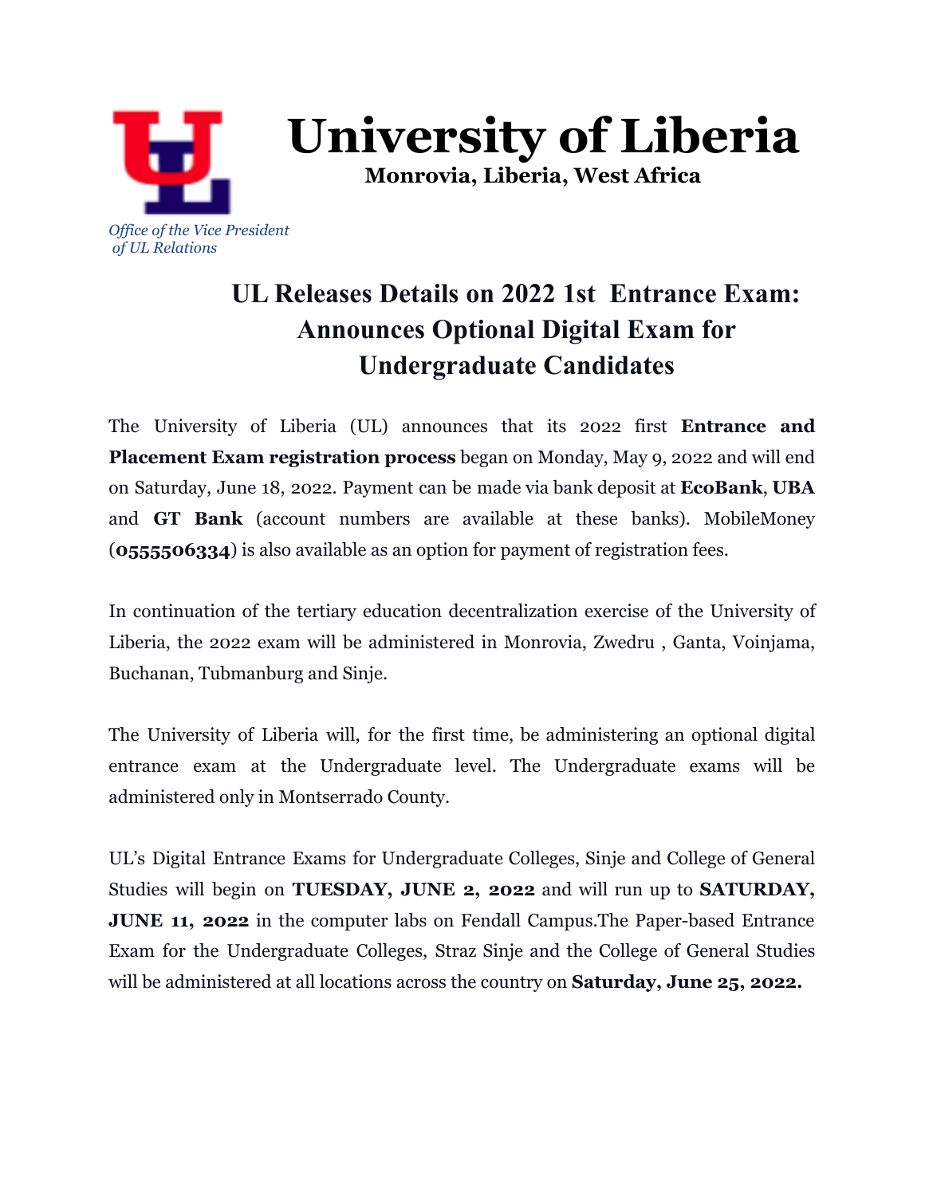# University of Liberia

**Monrovia, Liberia, West Africa**

*Office of the Vice President of UL Relations*

## UL Releases Details on 2022 1st Entrance Exam: Announces Optional Digital Exam for Undergraduate Candidates

The University of Liberia (UL) announces that its 2022 first **Entrance and Placement Exam registration process** began on Monday, May 9, 2022 and will end on Saturday, June 18, 2022. Payment can be made via bank deposit at **EcoBank**, **UBA** and **GT Bank** (account numbers are available at these banks). MobileMoney (**0555506334**) is also available as an option for payment of registration fees.

In continuation of the tertiary education decentralization exercise of the University of Liberia, the 2022 exam will be administered in Monrovia, Zwedru , Ganta, Voinjama, Buchanan, Tubmanburg and Sinje.

The University of Liberia will, for the first time, be administering an optional digital entrance exam at the Undergraduate level. The Undergraduate exams will be administered only in Montserrado County.

UL's Digital Entrance Exams for Undergraduate Colleges, Sinje and College of General Studies will begin on **TUESDAY, JUNE 2, 2022** and will run up to **SATURDAY, JUNE 11, 2022** in the computer labs on Fendall Campus.The Paper-based Entrance Exam for the Undergraduate Colleges, Straz Sinje and the College of General Studies will be administered at all locations across the country on **Saturday, June 25, 2022.**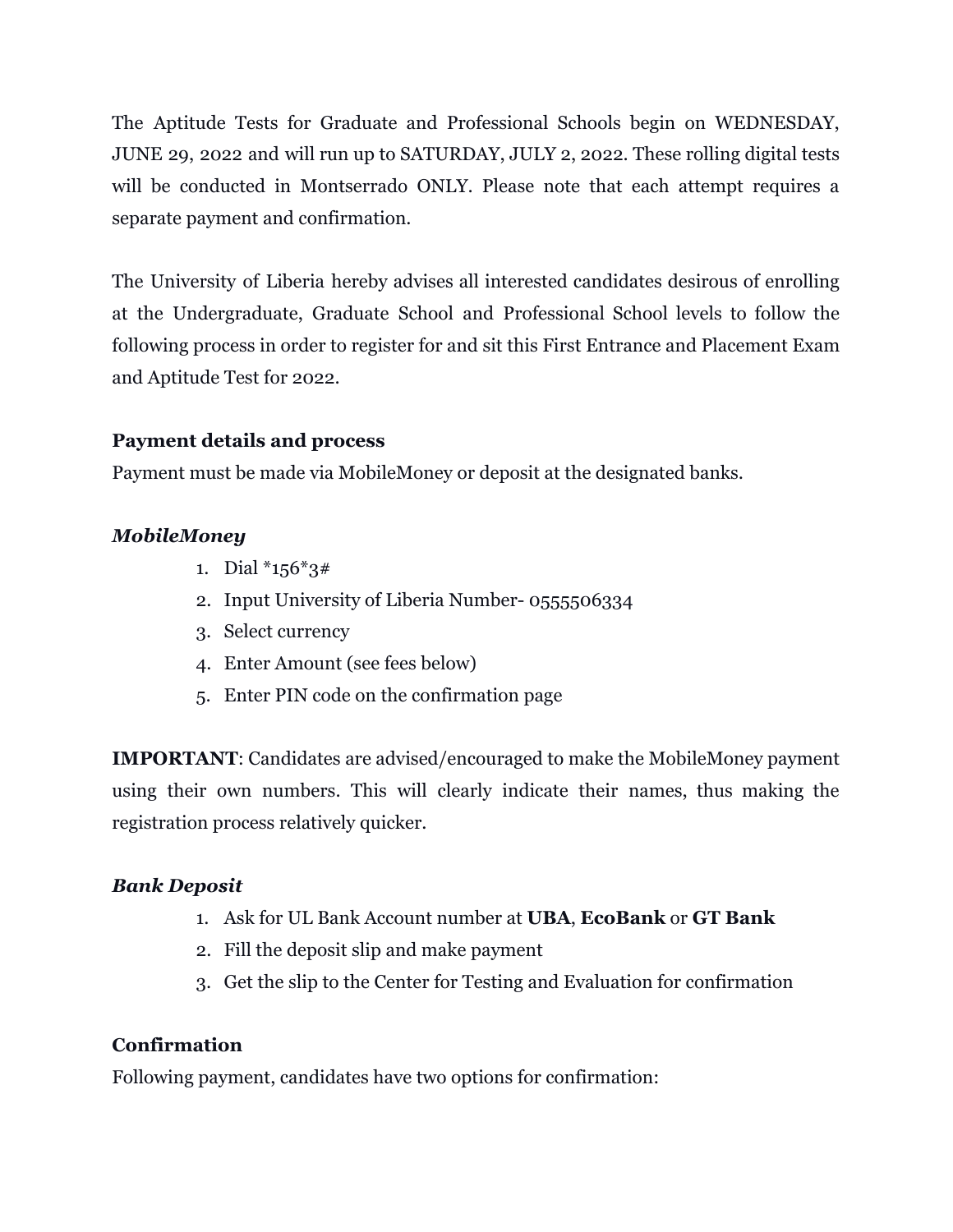The Aptitude Tests for Graduate and Professional Schools begin on WEDNESDAY, JUNE 29, 2022 and will run up to SATURDAY, JULY 2, 2022. These rolling digital tests will be conducted in Montserrado ONLY. Please note that each attempt requires a separate payment and confirmation.

The University of Liberia hereby advises all interested candidates desirous of enrolling at the Undergraduate, Graduate School and Professional School levels to follow the following process in order to register for and sit this First Entrance and Placement Exam and Aptitude Test for 2022.

**Payment details and process**

Payment must be made via MobileMoney or deposit at the designated banks.

***MobileMoney***

1. Dial *156*3#
2. Input University of Liberia Number- 0555506334
3. Select currency
4. Enter Amount (see fees below)
5. Enter PIN code on the confirmation page

**IMPORTANT**: Candidates are advised/encouraged to make the MobileMoney payment using their own numbers. This will clearly indicate their names, thus making the registration process relatively quicker.

***Bank Deposit***

1. Ask for UL Bank Account number at **UBA**, **EcoBank** or **GT Bank**
2. Fill the deposit slip and make payment
3. Get the slip to the Center for Testing and Evaluation for confirmation

**Confirmation**

Following payment, candidates have two options for confirmation: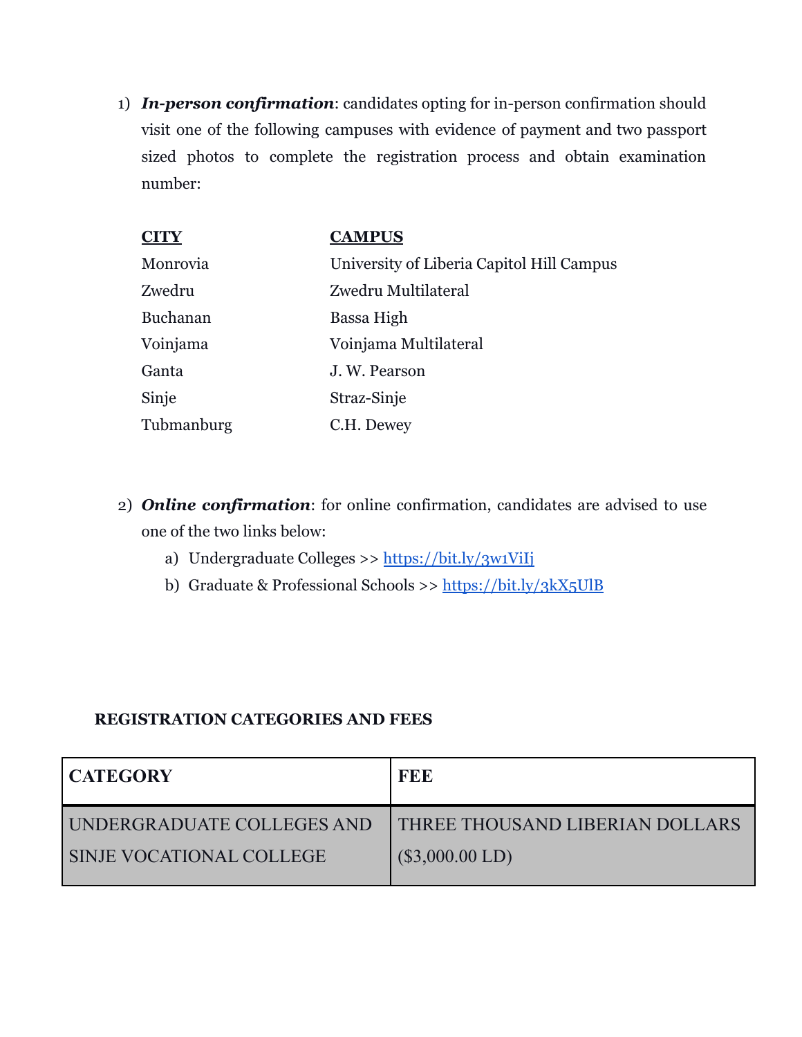1) ***In-person confirmation***: candidates opting for in-person confirmation should visit one of the following campuses with evidence of payment and two passport sized photos to complete the registration process and obtain examination number:

| **CITY** | **CAMPUS** |
|---|---|
| Monrovia | University of Liberia Capitol Hill Campus |
| Zwedru | Zwedru Multilateral |
| Buchanan | Bassa High |
| Voinjama | Voinjama Multilateral |
| Ganta | J. W. Pearson |
| Sinje | Straz-Sinje |
| Tubmanburg | C.H. Dewey |

2) ***Online confirmation***: for online confirmation, candidates are advised to use one of the two links below:

   a) Undergraduate Colleges >> [https://bit.ly/3w1ViIj](https://bit.ly/3w1ViIj)

   b) Graduate & Professional Schools >> [https://bit.ly/3kX5UlB](https://bit.ly/3kX5UlB)

**REGISTRATION CATEGORIES AND FEES**

| **CATEGORY** | **FEE** |
|---|---|
| UNDERGRADUATE COLLEGES AND SINJE VOCATIONAL COLLEGE | THREE THOUSAND LIBERIAN DOLLARS ($3,000.00 LD) |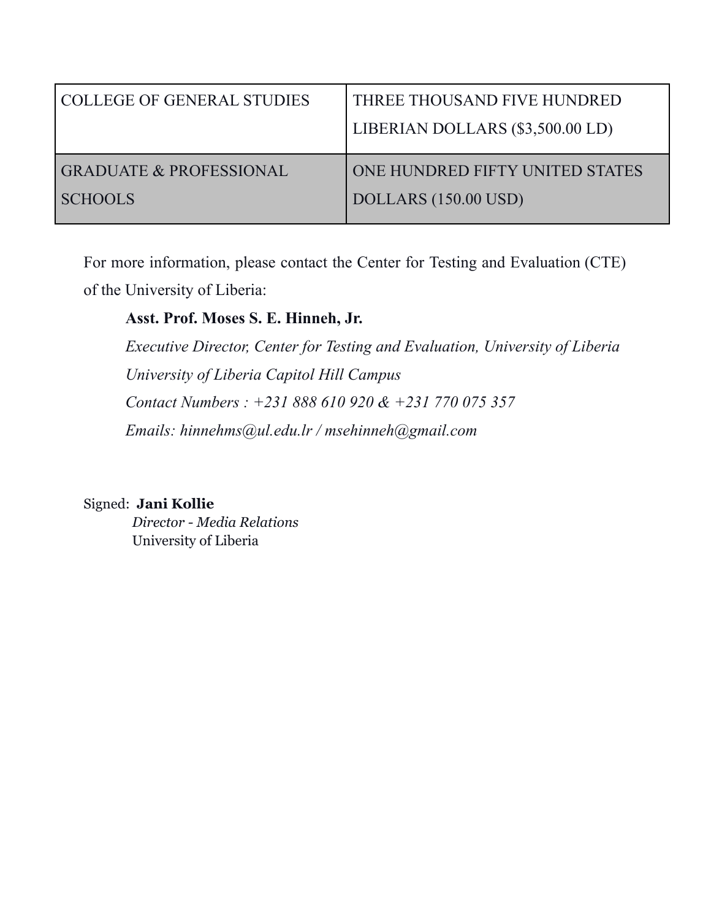| | |
|---|---|
| COLLEGE OF GENERAL STUDIES | THREE THOUSAND FIVE HUNDRED LIBERIAN DOLLARS ($3,500.00 LD) |
| GRADUATE & PROFESSIONAL SCHOOLS | ONE HUNDRED FIFTY UNITED STATES DOLLARS (150.00 USD) |

For more information, please contact the Center for Testing and Evaluation (CTE) of the University of Liberia:

**Asst. Prof. Moses S. E. Hinneh, Jr.**
*Executive Director, Center for Testing and Evaluation, University of Liberia*
*University of Liberia Capitol Hill Campus*
*Contact Numbers : +231 888 610 920 & +231 770 075 357*
*Emails: hinnehms@ul.edu.lr / msehinneh@gmail.com*

Signed: **Jani Kollie**
*Director - Media Relations*
University of Liberia